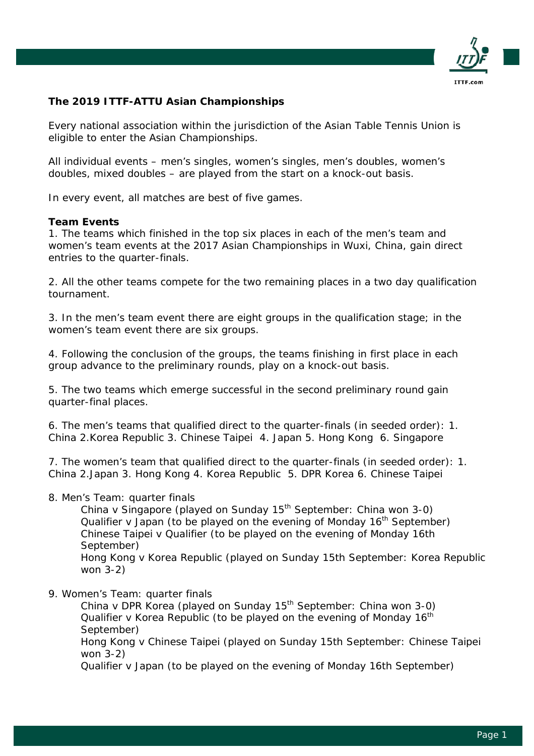**The 2019 ITTF-ATTU Asian Championships**

Every national association within the jurisdiction of the Asian Table Tennis Union is eligible to enter the Asian Championships.

All individual events – men's singles, women's singles, men's doubles, women's doubles, mixed doubles – are played from the start on a knock-out basis.

In every event, all matches are best of five games.

**Team Events**

1. The teams which finished in the top six places in each of the men's team and women's team events at the 2017 Asian Championships in Wuxi, China, gain direct entries to the quarter-finals.

2. All the other teams compete for the two remaining places in a two day qualification tournament.

3. In the men's team event there are eight groups in the qualification stage; in the women's team event there are six groups.

4. Following the conclusion of the groups, the teams finishing in first place in each group advance to the preliminary rounds, play on a knock-out basis.

5. The two teams which emerge successful in the second preliminary round gain quarter-final places.

6. The men's teams that qualified direct to the quarter-finals (in seeded order): 1. China 2.Korea Republic 3. Chinese Taipei 4. Japan 5. Hong Kong 6. Singapore

7. The women's team that qualified direct to the quarter-finals (in seeded order): 1. China 2.Japan 3. Hong Kong 4. Korea Republic 5. DPR Korea 6. Chinese Taipei

8. Men's Team: quarter finals
   - China v Singapore (played on Sunday 15th September: China won 3-0)
   - Qualifier v Japan (to be played on the evening of Monday 16th September)
   - Chinese Taipei v Qualifier (to be played on the evening of Monday 16th September)
   - Hong Kong v Korea Republic (played on Sunday 15th September: Korea Republic won 3-2)

9. Women's Team: quarter finals
   - China v DPR Korea (played on Sunday 15th September: China won 3-0)
   - Qualifier v Korea Republic (to be played on the evening of Monday 16th September)
   - Hong Kong v Chinese Taipei (played on Sunday 15th September: Chinese Taipei won 3-2)
   - Qualifier v Japan (to be played on the evening of Monday 16th September)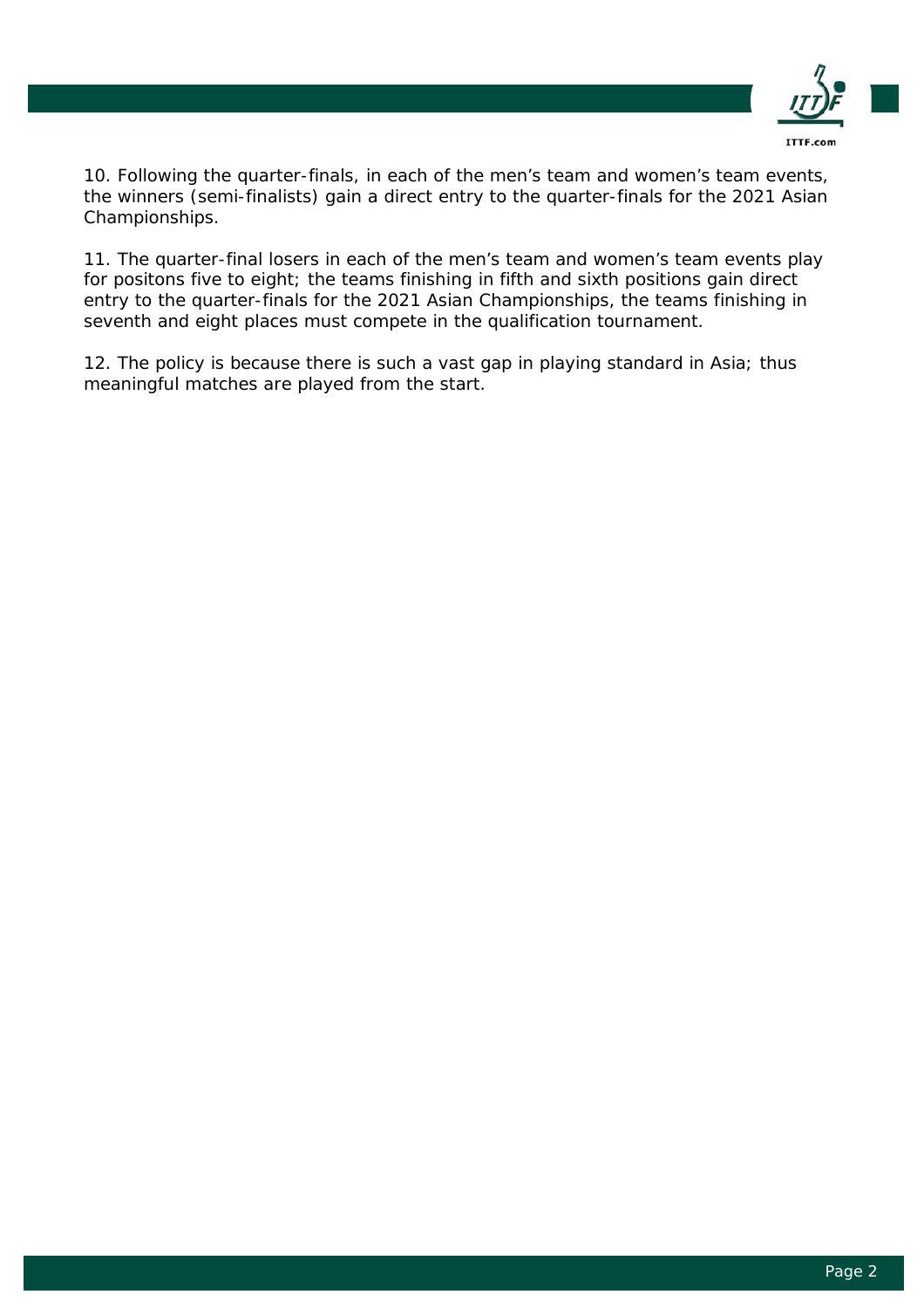10. Following the quarter-finals, in each of the men's team and women's team events, the winners (semi-finalists) gain a direct entry to the quarter-finals for the 2021 Asian Championships.

11. The quarter-final losers in each of the men's team and women's team events play for positons five to eight; the teams finishing in fifth and sixth positions gain direct entry to the quarter-finals for the 2021 Asian Championships, the teams finishing in seventh and eight places must compete in the qualification tournament.

12. The policy is because there is such a vast gap in playing standard in Asia; thus meaningful matches are played from the start.